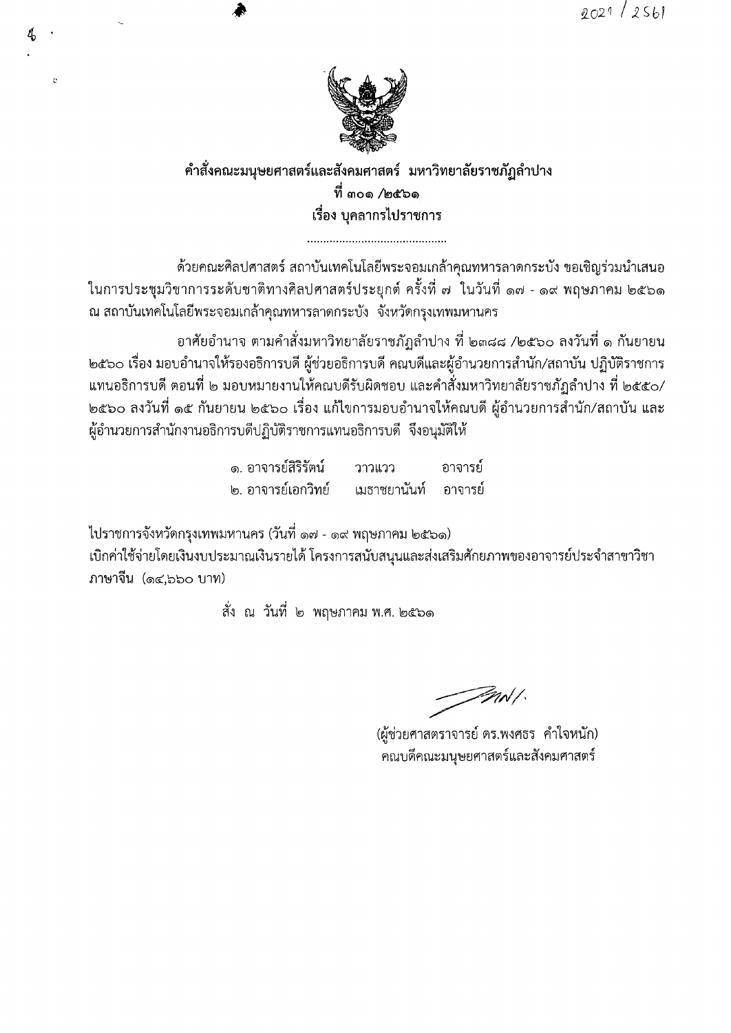2021 / 2561

**คำสั่งคณะมนุษยศาสตร์และสังคมศาสตร์ มหาวิทยาลัยราชภัฏลำปาง**
**ที่ ๓๐๑ /๒๕๖๑**
**เรื่อง บุคลากรไปราชการ**

...........................................

ด้วยคณะศิลปศาสตร์ สถาบันเทคโนโลยีพระจอมเกล้าคุณทหารลาดกระบัง ขอเชิญร่วมนำเสนอในการประชุมวิชาการระดับชาติทางศิลปศาสตร์ประยุกต์ ครั้งที่ ๗ ในวันที่ ๑๗ - ๑๙ พฤษภาคม ๒๕๖๑ ณ สถาบันเทคโนโลยีพระจอมเกล้าคุณทหารลาดกระบัง จังหวัดกรุงเทพมหานคร

อาศัยอำนาจ ตามคำสั่งมหาวิทยาลัยราชภัฏลำปาง ที่ ๒๓๘๘ /๒๕๖๐ ลงวันที่ ๑ กันยายน ๒๕๖๐ เรื่อง มอบอำนาจให้รองอธิการบดี ผู้ช่วยอธิการบดี คณบดีและผู้อำนวยการสำนัก/สถาบัน ปฏิบัติราชการแทนอธิการบดี ตอนที่ ๒ มอบหมายงานให้คณบดีรับผิดชอบ และคำสั่งมหาวิทยาลัยราชภัฏลำปาง ที่ ๒๕๕๐/๒๕๖๐ ลงวันที่ ๑๕ กันยายน ๒๕๖๐ เรื่อง แก้ไขการมอบอำนาจให้คณบดี ผู้อำนวยการสำนัก/สถาบัน และผู้อำนวยการสำนักงานอธิการบดีปฏิบัติราชการแทนอธิการบดี จึงอนุมัติให้

๑. อาจารย์สิริรัตน์ วาวแวว อาจารย์
๒. อาจารย์เอกวิทย์ เมธาชยานันท์ อาจารย์

ไปราชการจังหวัดกรุงเทพมหานคร (วันที่ ๑๗ - ๑๙ พฤษภาคม ๒๕๖๑)
เบิกค่าใช้จ่ายโดยเงินงบประมาณเงินรายได้ โครงการสนับสนุนและส่งเสริมศักยภาพของอาจารย์ประจำสาขาวิชาภาษาจีน (๑๔,๖๖๐ บาท)

สั่ง ณ วันที่ ๒ พฤษภาคม พ.ศ. ๒๕๖๑

(ผู้ช่วยศาสตราจารย์ ดร.พงศธร คำใจหนัก)
คณบดีคณะมนุษยศาสตร์และสังคมศาสตร์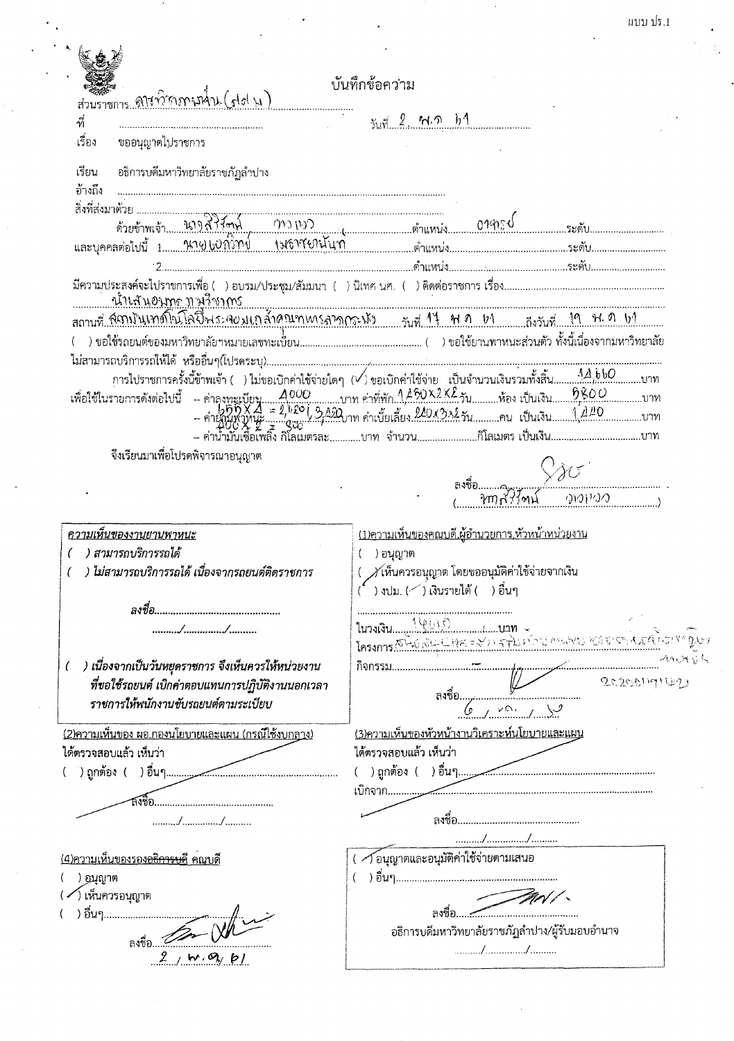แบบ ปร.1

# บันทึกข้อความ

ส่วนราชการ คณะวิทยาการจัดการ (สปจ.)

ที่ ........................ วันที่ 2 พ.ค. 61

เรื่อง ขออนุญาตไปราชการ

เรียน อธิการบดีมหาวิทยาลัยราชภัฏลำปาง

อ้างถึง ........................

สิ่งที่ส่งมาด้วย ........................

ด้วยข้าพเจ้า นางสิริรัตน์ ทาแก้ว ตำแหน่ง อาจารย์ ระดับ........

และบุคคลต่อไปนี้ 1. นายเอกวิทย์ เมธาพยานันท์ ตำแหน่ง........ ระดับ........

2. ........................ ตำแหน่ง........ ระดับ........

มีความประสงค์จะไปราชการเพื่อ ( ) อบรม/ประชุม/สัมมนา ( ) นิเทศ นศ. ( ) ติดต่อราชการ เรื่อง นำเสนอผลงานวิชาการ

สถานที่ สถาบันเทคโนโลยีพระจอมเกล้าคุณทหารลาดกระบัง วันที่ 17 พ.ค. 61 ถึงวันที่ 19 พ.ค. 61

( ) ขอใช้รถยนต์ของมหาวิทยาลัยฯหมายเลขทะเบียน........ ( ) ขอใช้ยานพาหนะส่วนตัว ทั้งนี้เนื่องจากมหาวิทยาลัยไม่สามารถบริการรถให้ได้ หรืออื่นๆ(โปรดระบุ)........

การไปราชการครั้งนี้ข้าพเจ้า ( ) ไม่ขอเบิกค่าใช้จ่ายใดๆ (✓) ขอเบิกค่าใช้จ่าย เป็นจำนวนเงินรวมทั้งสิ้น 14,660 บาท

เพื่อใช้ในรายการดังต่อไปนี้
- ค่าลงทะเบียน 4,000 บาท ค่าที่พัก 1,250x2x2 วัน........ห้อง เป็นเงิน 5,800 บาท
- ค่ายานพาหนะ 655x4 = 2,620 / 400x2x2 = 800 / 3,420 บาท ค่าเบี้ยเลี้ยง 240x3x2 วัน........คน เป็นเงิน 1,440 บาท
- ค่าน้ำมันเชื้อเพลิง กิโลเมตรละ........บาท จำนวน........กิโลเมตร เป็นเงิน........บาท

จึงเรียนมาเพื่อโปรดพิจารณาอนุญาต

ลงชื่อ (ลายมือชื่อ)
(นางสิริรัตน์ ทาแก้ว)

---

**ความเห็นของงานยานพาหนะ**

( ) *สามารถบริการรถได้*

( ) *ไม่สามารถบริการรถได้ เนื่องจากรถยนต์ติดราชการ*

*ลงชื่อ........................*

*......./......../.......*

( ) *เนื่องจากเป็นวันหยุดราชการ จึงเห็นควรให้หน่วยงานที่ขอใช้รถยนต์ เบิกค่าตอบแทนการปฏิบัติงานนอกเวลาราชการให้พนักงานขับรถยนต์ตามระเบียบ*

**(1)ความเห็นของคณบดี,ผู้อำนวยการ,หัวหน้าหน่วยงาน**

( ) อนุญาต

(✓) เห็นควรอนุญาต โดยขออนุมัติค่าใช้จ่ายจากเงิน

( ) งปม. (✓) เงินรายได้ ( ) อื่นๆ

ในวงเงิน 14,660 บาท

โครงการ (ลายมือเขียน ไม่ชัดเจน)

กิจกรรม........................

ลงชื่อ (ลายมือชื่อ)

6 / พ.ค. / 61

**(2)ความเห็นของ ผอ.กองนโยบายและแผน (กรณีใช้งบกลาง)**

ได้ตรวจสอบแล้ว เห็นว่า

( ) ถูกต้อง ( ) อื่นๆ........

ลงชื่อ........................

......./......../.......

**(3)ความเห็นของหัวหน้างานวิเคราะห์นโยบายและแผน**

ได้ตรวจสอบแล้ว เห็นว่า

( ) ถูกต้อง ( ) อื่นๆ........

เบิกจาก........................

ลงชื่อ........................

......./......../.......

**(4)ความเห็นของรองอธิการบดี คณบดี**

( ) อนุญาต

(✓) เห็นควรอนุญาต

( ) อื่นๆ........

ลงชื่อ (ลายมือชื่อ)

2 / พ.ค. / 61

(✓) อนุญาตและอนุมัติค่าใช้จ่ายตามเสนอ

( ) อื่นๆ........

ลงชื่อ (ลายมือชื่อ)

อธิการบดีมหาวิทยาลัยราชภัฏลำปาง/ผู้รับมอบอำนาจ

......./......../.......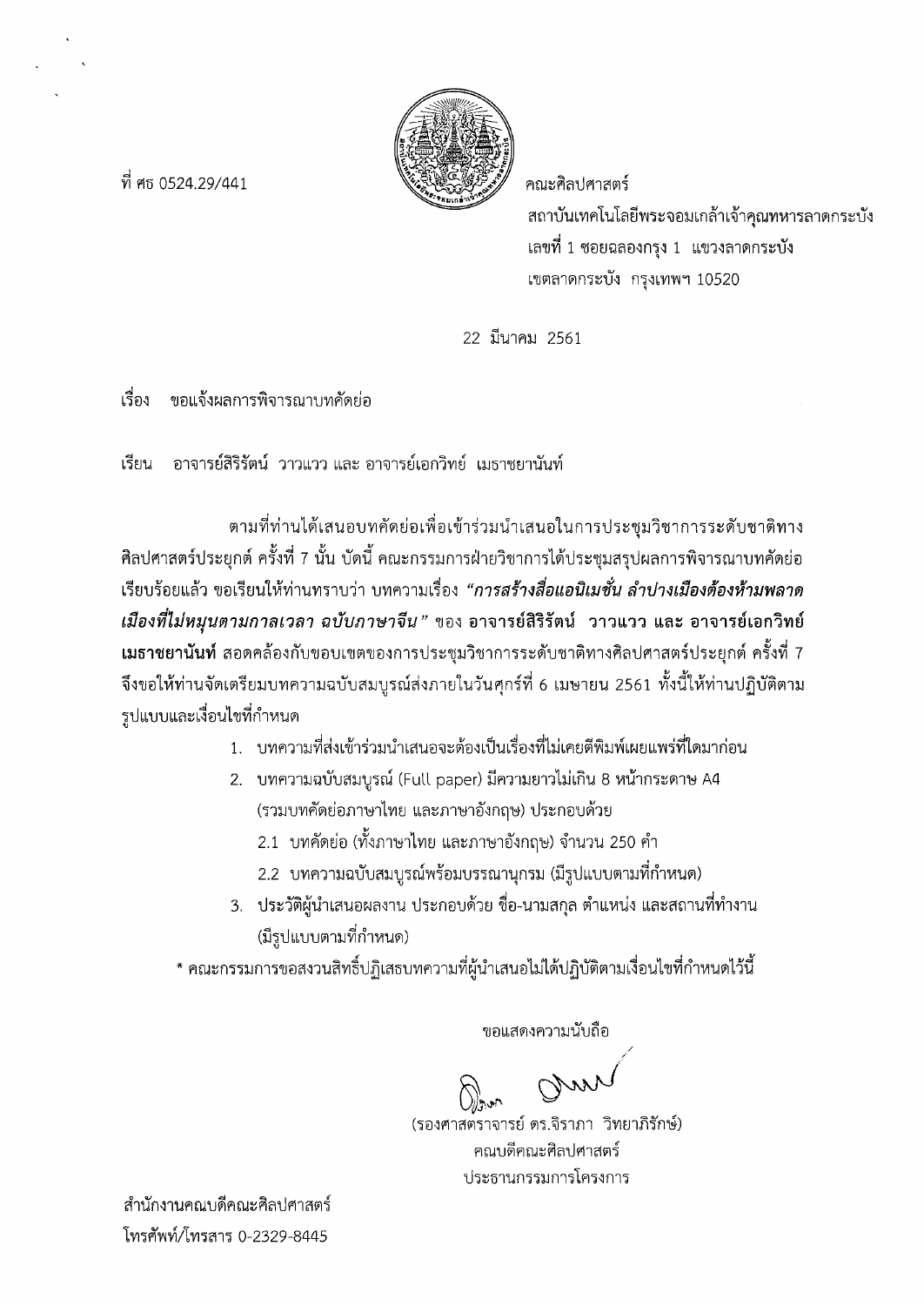ที่ ศธ 0524.29/441

คณะศิลปศาสตร์
สถาบันเทคโนโลยีพระจอมเกล้าเจ้าคุณทหารลาดกระบัง
เลขที่ 1 ซอยฉลองกรุง 1 แขวงลาดกระบัง
เขตลาดกระบัง กรุงเทพฯ 10520

22 มีนาคม 2561

เรื่อง ขอแจ้งผลการพิจารณาบทคัดย่อ

เรียน อาจารย์สิริรัตน์ วาวแวว และ อาจารย์เอกวิทย์ เมธาชยานันท์

ตามที่ท่านได้เสนอบทคัดย่อเพื่อเข้าร่วมนำเสนอในการประชุมวิชาการระดับชาติทางศิลปศาสตร์ประยุกต์ ครั้งที่ 7 นั้น บัดนี้ คณะกรรมการฝ่ายวิชาการได้ประชุมสรุปผลการพิจารณาบทคัดย่อเรียบร้อยแล้ว ขอเรียนให้ท่านทราบว่า บทความเรื่อง ***"การสร้างสื่อแอนิเมชั่น ลำปางเมืองต้องห้ามพลาด เมืองที่ไม่หมุนตามกาลเวลา ฉบับภาษาจีน"*** ของ **อาจารย์สิริรัตน์ วาวแวว และ อาจารย์เอกวิทย์ เมธาชยานันท์** สอดคล้องกับขอบเขตของการประชุมวิชาการระดับชาติทางศิลปศาสตร์ประยุกต์ ครั้งที่ 7 จึงขอให้ท่านจัดเตรียมบทความฉบับสมบูรณ์ส่งภายในวันศุกร์ที่ 6 เมษายน 2561 ทั้งนี้ให้ท่านปฏิบัติตามรูปแบบและเงื่อนไขที่กำหนด

1. บทความที่ส่งเข้าร่วมนำเสนอจะต้องเป็นเรื่องที่ไม่เคยตีพิมพ์เผยแพร่ที่ใดมาก่อน
2. บทความฉบับสมบูรณ์ (Full paper) มีความยาวไม่เกิน 8 หน้ากระดาษ A4 (รวมบทคัดย่อภาษาไทย และภาษาอังกฤษ) ประกอบด้วย
   - 2.1 บทคัดย่อ (ทั้งภาษาไทย และภาษาอังกฤษ) จำนวน 250 คำ
   - 2.2 บทความฉบับสมบูรณ์พร้อมบรรณานุกรม (มีรูปแบบตามที่กำหนด)
3. ประวัติผู้นำเสนอผลงาน ประกอบด้วย ชื่อ-นามสกุล ตำแหน่ง และสถานที่ทำงาน (มีรูปแบบตามที่กำหนด)

\* คณะกรรมการขอสงวนสิทธิ์ปฏิเสธบทความที่ผู้นำเสนอไม่ได้ปฏิบัติตามเงื่อนไขที่กำหนดไว้นี้

ขอแสดงความนับถือ

(รองศาสตราจารย์ ดร.จิราภา วิทยาภิรักษ์)
คณบดีคณะศิลปศาสตร์
ประธานกรรมการโครงการ

สำนักงานคณบดีคณะศิลปศาสตร์
โทรศัพท์/โทรสาร 0-2329-8445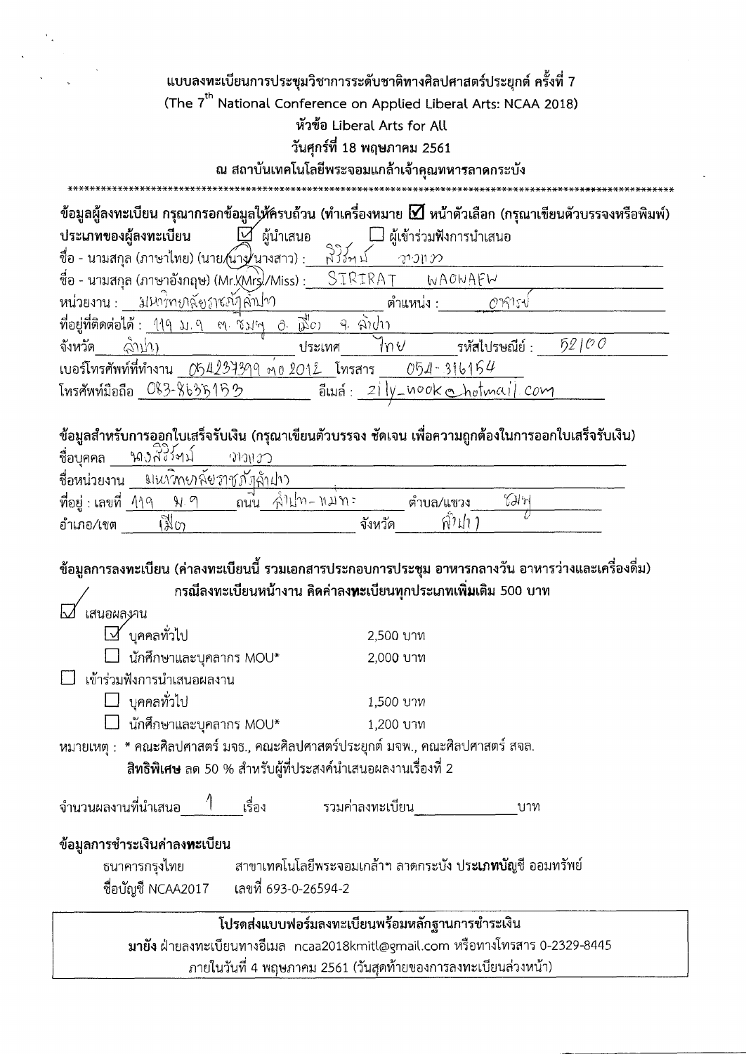# แบบลงทะเบียนการประชุมวิชาการระดับชาติทางศิลปศาสตร์ประยุกต์ ครั้งที่ 7

**(The 7th National Conference on Applied Liberal Arts: NCAA 2018)**

**หัวข้อ Liberal Arts for All**

**วันศุกร์ที่ 18 พฤษภาคม 2561**

**ณ สถาบันเทคโนโลยีพระจอมเกล้าเจ้าคุณทหารลาดกระบัง**

***

**ข้อมูลผู้ลงทะเบียน กรุณากรอกข้อมูลให้ครบถ้วน (ทำเครื่องหมาย ☑ หน้าตัวเลือก (กรุณาเขียนตัวบรรจงหรือพิมพ์)**

**ประเภทของผู้ลงทะเบียน** ☑ ผู้นำเสนอ ☐ ผู้เข้าร่วมฟังการนำเสนอ

ชื่อ - นามสกุล (ภาษาไทย) (นาย/นาง/นางสาว) : สิริรัตน์ วาวแวว

ชื่อ - นามสกุล (ภาษาอังกฤษ) (Mr./Mrs./Miss) : SIRIRAT WAOWAEW

หน่วยงาน : มหาวิทยาลัยราชภัฏลำปาง ตำแหน่ง : อาจารย์

ที่อยู่ที่ติดต่อได้ : 119 ม. 9 ต. ชมพู อ. เมือง จ. ลำปาง

จังหวัด ลำปาง ประเทศ ไทย รหัสไปรษณีย์ : 52100

เบอร์โทรศัพท์ที่ทำงาน 054237399 ต่อ 2012 โทรสาร 054-316154

โทรศัพท์มือถือ 083-8635153 อีเมล์ : zily_nook@hotmail.com

**ข้อมูลสำหรับการออกใบเสร็จรับเงิน (กรุณาเขียนตัวบรรจง ชัดเจน เพื่อความถูกต้องในการออกใบเสร็จรับเงิน)**

ชื่อบุคคล นางสิริรัตน์ วาวแวว

ชื่อหน่วยงาน มหาวิทยาลัยราชภัฏลำปาง

ที่อยู่ : เลขที่ 119 ม. 9 ถนน ลำปาง-แม่ทะ ตำบล/แขวง ชมพู

อำเภอ/เขต เมือง จังหวัด ลำปาง

**ข้อมูลการลงทะเบียน (ค่าลงทะเบียนนี้ รวมเอกสารประกอบการประชุม อาหารกลางวัน อาหารว่างและเครื่องดื่ม)**

**กรณีลงทะเบียนหน้างาน คิดค่าลงทะเบียนทุกประเภทเพิ่มเติม 500 บาท**

☑ เสนอผลงาน
- ☑ บุคคลทั่วไป 2,500 บาท
- ☐ นักศึกษาและบุคลากร MOU* 2,000 บาท

☐ เข้าร่วมฟังการนำเสนอผลงาน
- ☐ บุคคลทั่วไป 1,500 บาท
- ☐ นักศึกษาและบุคลากร MOU* 1,200 บาท

หมายเหตุ : * คณะศิลปศาสตร์ มจธ., คณะศิลปศาสตร์ประยุกต์ มจพ., คณะศิลปศาสตร์ สจล.

**สิทธิพิเศษ** ลด 50 % สำหรับผู้ที่ประสงค์นำเสนอผลงานเรื่องที่ 2

จำนวนผลงานที่นำเสนอ 1 เรื่อง รวมค่าลงทะเบียน ______ บาท

**ข้อมูลการชำระเงินค่าลงทะเบียน**

ธนาคารกรุงไทย สาขาเทคโนโลยีพระจอมเกล้าฯ ลาดกระบัง ประเภทบัญชี ออมทรัพย์

ชื่อบัญชี NCAA2017 เลขที่ 693-0-26594-2

**โปรดส่งแบบฟอร์มลงทะเบียนพร้อมหลักฐานการชำระเงิน**

**มายัง** ฝ่ายลงทะเบียนทางอีเมล ncaa2018kmitl@gmail.com หรือทางโทรสาร 0-2329-8445

ภายในวันที่ 4 พฤษภาคม 2561 (วันสุดท้ายของการลงทะเบียนล่วงหน้า)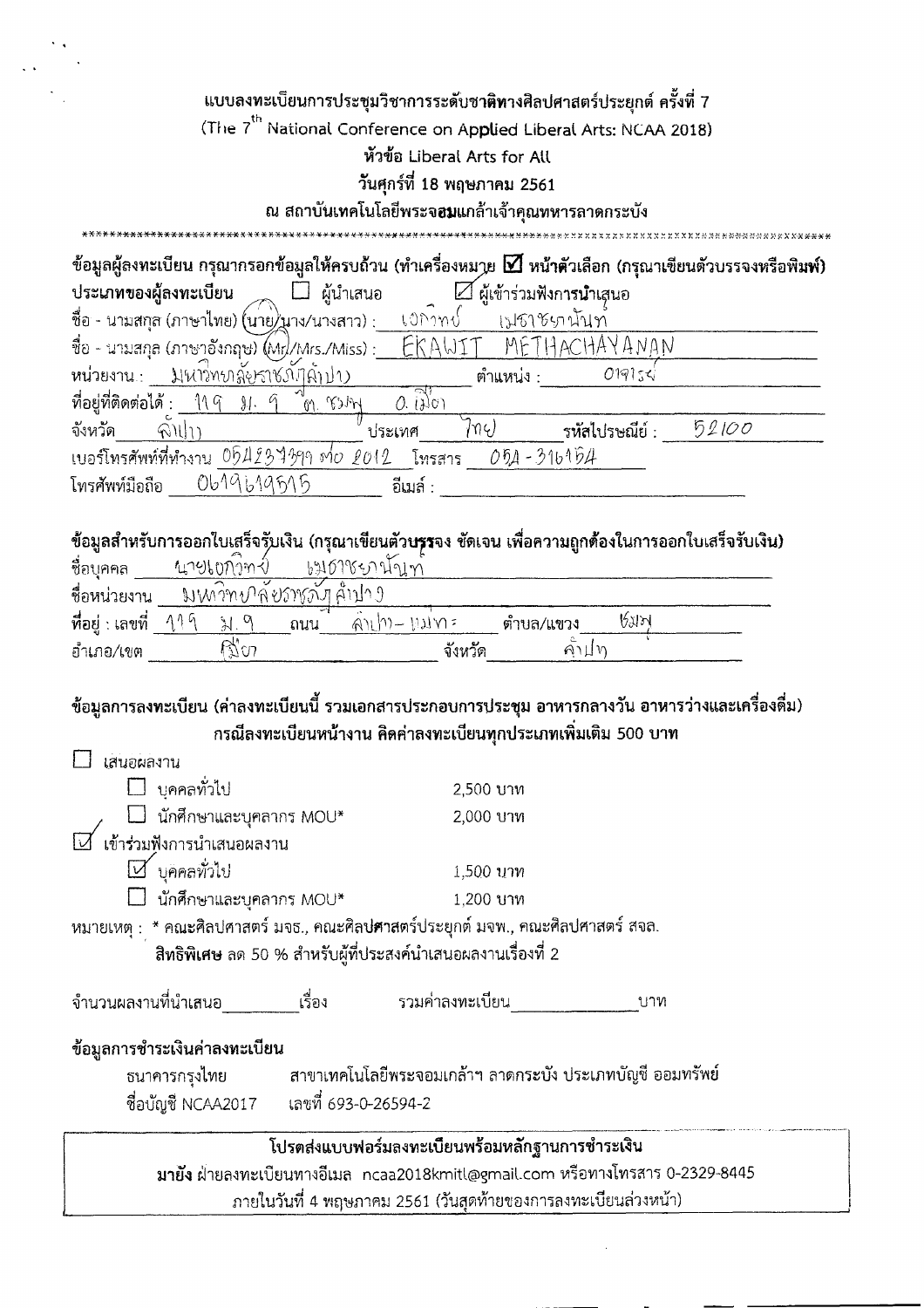# แบบลงทะเบียนการประชุมวิชาการระดับชาติทางศิลปศาสตร์ประยุกต์ ครั้งที่ 7

**(The 7th National Conference on Applied Liberal Arts: NCAA 2018)**

**หัวข้อ Liberal Arts for All**

**วันศุกร์ที่ 18 พฤษภาคม 2561**

**ณ สถาบันเทคโนโลยีพระจอมเกล้าเจ้าคุณทหารลาดกระบัง**

******************************************************************************

**ข้อมูลผู้ลงทะเบียน กรุณากรอกข้อมูลให้ครบถ้วน (ทำเครื่องหมาย ☑ หน้าตัวเลือก (กรุณาเขียนตัวบรรจงหรือพิมพ์)**

**ประเภทของผู้ลงทะเบียน** ☐ ผู้นำเสนอ ☑ ผู้เข้าร่วมฟังการนำเสนอ

ชื่อ - นามสกุล (ภาษาไทย) (นาย/นาง/นางสาว) : เอกวิทย์ เมธาชยานันท์

ชื่อ - นามสกุล (ภาษาอังกฤษ) (Mr./Mrs./Miss) : EKAWIT METHACHAYANAN

หน่วยงาน : มหาวิทยาลัยราชภัฏลำปาง ตำแหน่ง : อาจารย์

ที่อยู่ที่ติดต่อได้ : 119 ม. 9 ต. ชมพู อ. เมือง

จังหวัด ลำปาง ประเทศ ไทย รหัสไปรษณีย์ : 52100

เบอร์โทรศัพท์ที่ทำงาน 054237399 ต่อ 2012 โทรสาร 054-316154

โทรศัพท์มือถือ 0619619515 อีเมล์ :

**ข้อมูลสำหรับการออกใบเสร็จรับเงิน (กรุณาเขียนตัวบรรจง ชัดเจน เพื่อความถูกต้องในการออกใบเสร็จรับเงิน)**

ชื่อบุคคล นายเอกวิทย์ เมธาชยานันท์

ชื่อหน่วยงาน มหาวิทยาลัยราชภัฏลำปาง

ที่อยู่ : เลขที่ 119 ม. 9 ถนน ลำปาง - แม่ทะ ตำบล/แขวง ชมพู

อำเภอ/เขต เมือง จังหวัด ลำปาง

**ข้อมูลการลงทะเบียน (ค่าลงทะเบียนนี้ รวมเอกสารประกอบการประชุม อาหารกลางวัน อาหารว่างและเครื่องดื่ม)**

**กรณีลงทะเบียนหน้างาน คิดค่าลงทะเบียนทุกประเภทเพิ่มเติม 500 บาท**

☐ เสนอผลงาน
- ☐ บุคคลทั่วไป 2,500 บาท
- ☐ นักศึกษาและบุคลากร MOU* 2,000 บาท

☑ เข้าร่วมฟังการนำเสนอผลงาน
- ☑ บุคคลทั่วไป 1,500 บาท
- ☐ นักศึกษาและบุคลากร MOU* 1,200 บาท

หมายเหตุ : * คณะศิลปศาสตร์ มจธ., คณะศิลปศาสตร์ประยุกต์ มจพ., คณะศิลปศาสตร์ สจล.

**สิทธิพิเศษ** ลด 50 % สำหรับผู้ที่ประสงค์นำเสนอผลงานเรื่องที่ 2

จำนวนผลงานที่นำเสนอ ________ เรื่อง รวมค่าลงทะเบียน ____________ บาท

**ข้อมูลการชำระเงินค่าลงทะเบียน**

ธนาคารกรุงไทย สาขาเทคโนโลยีพระจอมเกล้าฯ ลาดกระบัง ประเภทบัญชี ออมทรัพย์

ชื่อบัญชี NCAA2017 เลขที่ 693-0-26594-2

**โปรดส่งแบบฟอร์มลงทะเบียนพร้อมหลักฐานการชำระเงิน**

**มายัง** ฝ่ายลงทะเบียนทางอีเมล ncaa2018kmitl@gmail.com หรือทางโทรสาร 0-2329-8445

ภายในวันที่ 4 พฤษภาคม 2561 (วันสุดท้ายของการลงทะเบียนล่วงหน้า)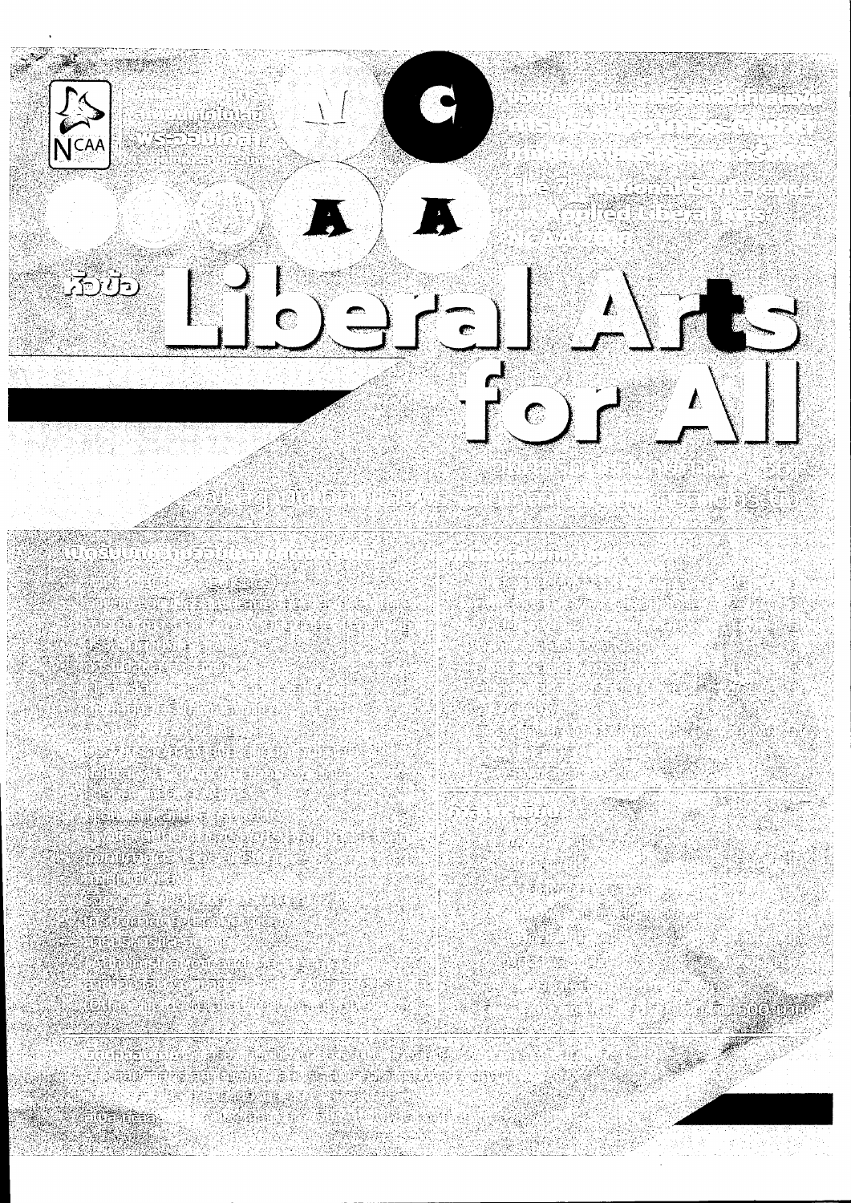NCAA

The 7th National Conference on Applied Liberal Arts

# หัวข้อ Liberal Arts for All